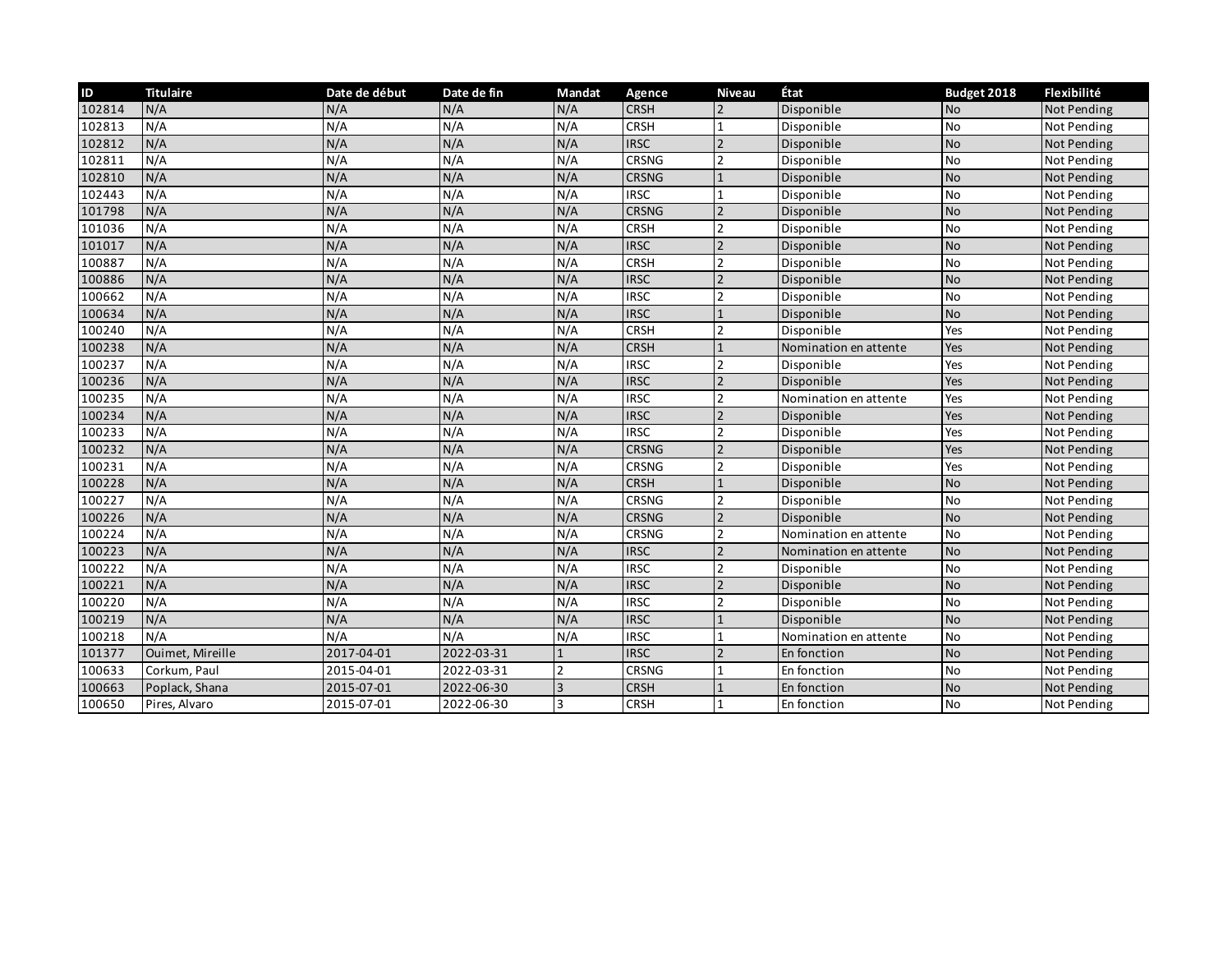| ID | Titulaire | Date de début | Date de fin | Mandat | Agence | Niveau | État | Budget 2018 | Flexibilité |
|---|---|---|---|---|---|---|---|---|---|
| 102814 | N/A | N/A | N/A | N/A | CRSH | 2 | Disponible | No | Not Pending |
| 102813 | N/A | N/A | N/A | N/A | CRSH | 1 | Disponible | No | Not Pending |
| 102812 | N/A | N/A | N/A | N/A | IRSC | 2 | Disponible | No | Not Pending |
| 102811 | N/A | N/A | N/A | N/A | CRSNG | 2 | Disponible | No | Not Pending |
| 102810 | N/A | N/A | N/A | N/A | CRSNG | 1 | Disponible | No | Not Pending |
| 102443 | N/A | N/A | N/A | N/A | IRSC | 1 | Disponible | No | Not Pending |
| 101798 | N/A | N/A | N/A | N/A | CRSNG | 2 | Disponible | No | Not Pending |
| 101036 | N/A | N/A | N/A | N/A | CRSH | 2 | Disponible | No | Not Pending |
| 101017 | N/A | N/A | N/A | N/A | IRSC | 2 | Disponible | No | Not Pending |
| 100887 | N/A | N/A | N/A | N/A | CRSH | 2 | Disponible | No | Not Pending |
| 100886 | N/A | N/A | N/A | N/A | IRSC | 2 | Disponible | No | Not Pending |
| 100662 | N/A | N/A | N/A | N/A | IRSC | 2 | Disponible | No | Not Pending |
| 100634 | N/A | N/A | N/A | N/A | IRSC | 1 | Disponible | No | Not Pending |
| 100240 | N/A | N/A | N/A | N/A | CRSH | 2 | Disponible | Yes | Not Pending |
| 100238 | N/A | N/A | N/A | N/A | CRSH | 1 | Nomination en attente | Yes | Not Pending |
| 100237 | N/A | N/A | N/A | N/A | IRSC | 2 | Disponible | Yes | Not Pending |
| 100236 | N/A | N/A | N/A | N/A | IRSC | 2 | Disponible | Yes | Not Pending |
| 100235 | N/A | N/A | N/A | N/A | IRSC | 2 | Nomination en attente | Yes | Not Pending |
| 100234 | N/A | N/A | N/A | N/A | IRSC | 2 | Disponible | Yes | Not Pending |
| 100233 | N/A | N/A | N/A | N/A | IRSC | 2 | Disponible | Yes | Not Pending |
| 100232 | N/A | N/A | N/A | N/A | CRSNG | 2 | Disponible | Yes | Not Pending |
| 100231 | N/A | N/A | N/A | N/A | CRSNG | 2 | Disponible | Yes | Not Pending |
| 100228 | N/A | N/A | N/A | N/A | CRSH | 1 | Disponible | No | Not Pending |
| 100227 | N/A | N/A | N/A | N/A | CRSNG | 2 | Disponible | No | Not Pending |
| 100226 | N/A | N/A | N/A | N/A | CRSNG | 2 | Disponible | No | Not Pending |
| 100224 | N/A | N/A | N/A | N/A | CRSNG | 2 | Nomination en attente | No | Not Pending |
| 100223 | N/A | N/A | N/A | N/A | IRSC | 2 | Nomination en attente | No | Not Pending |
| 100222 | N/A | N/A | N/A | N/A | IRSC | 2 | Disponible | No | Not Pending |
| 100221 | N/A | N/A | N/A | N/A | IRSC | 2 | Disponible | No | Not Pending |
| 100220 | N/A | N/A | N/A | N/A | IRSC | 2 | Disponible | No | Not Pending |
| 100219 | N/A | N/A | N/A | N/A | IRSC | 1 | Disponible | No | Not Pending |
| 100218 | N/A | N/A | N/A | N/A | IRSC | 1 | Nomination en attente | No | Not Pending |
| 101377 | Ouimet, Mireille | 2017-04-01 | 2022-03-31 | 1 | IRSC | 2 | En fonction | No | Not Pending |
| 100633 | Corkum, Paul | 2015-04-01 | 2022-03-31 | 2 | CRSNG | 1 | En fonction | No | Not Pending |
| 100663 | Poplack, Shana | 2015-07-01 | 2022-06-30 | 3 | CRSH | 1 | En fonction | No | Not Pending |
| 100650 | Pires, Alvaro | 2015-07-01 | 2022-06-30 | 3 | CRSH | 1 | En fonction | No | Not Pending |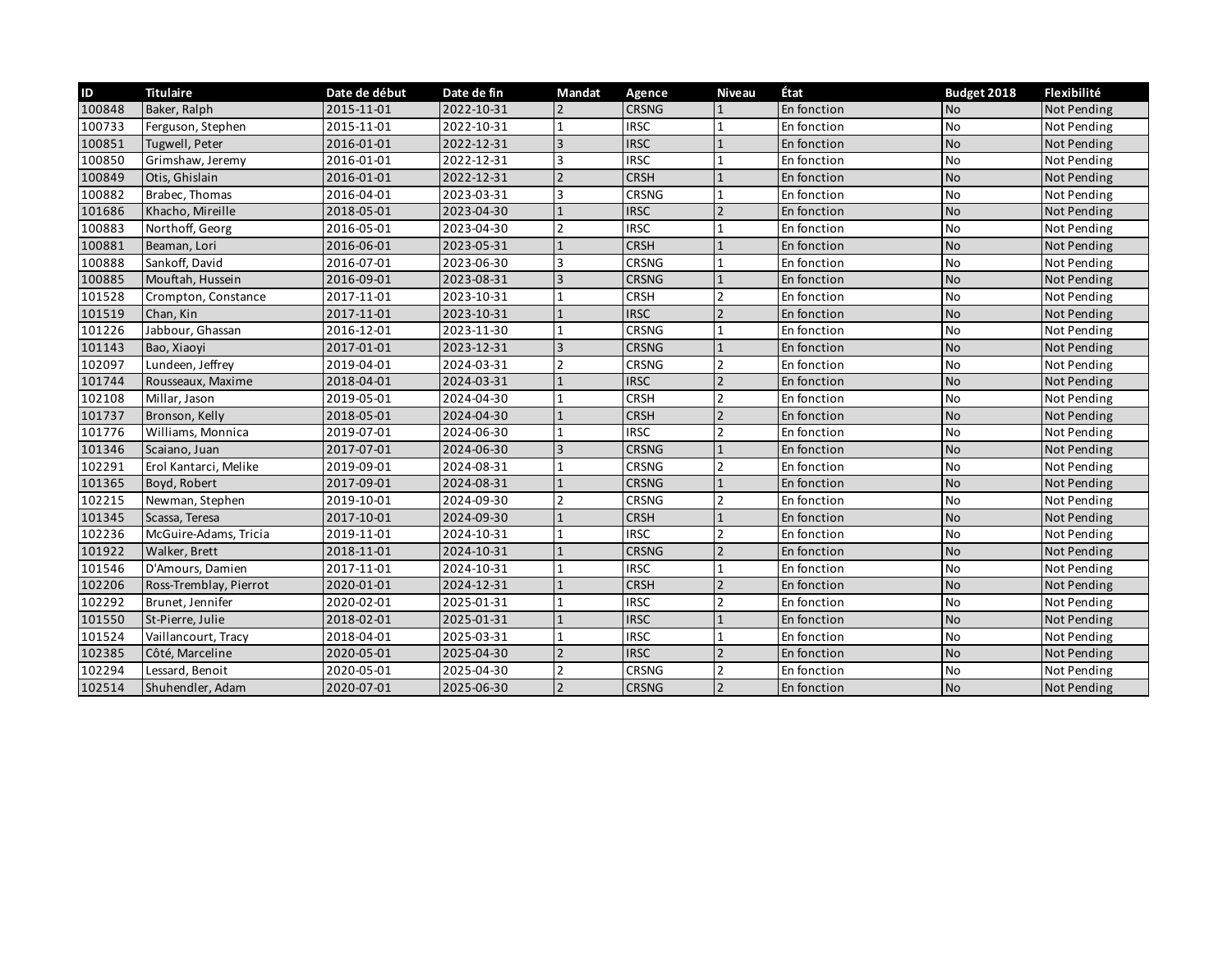| ID | Titulaire | Date de début | Date de fin | Mandat | Agence | Niveau | État | Budget 2018 | Flexibilité |
|---|---|---|---|---|---|---|---|---|---|
| 100848 | Baker, Ralph | 2015-11-01 | 2022-10-31 | 2 | CRSNG | 1 | En fonction | No | Not Pending |
| 100733 | Ferguson, Stephen | 2015-11-01 | 2022-10-31 | 1 | IRSC | 1 | En fonction | No | Not Pending |
| 100851 | Tugwell, Peter | 2016-01-01 | 2022-12-31 | 3 | IRSC | 1 | En fonction | No | Not Pending |
| 100850 | Grimshaw, Jeremy | 2016-01-01 | 2022-12-31 | 3 | IRSC | 1 | En fonction | No | Not Pending |
| 100849 | Otis, Ghislain | 2016-01-01 | 2022-12-31 | 2 | CRSH | 1 | En fonction | No | Not Pending |
| 100882 | Brabec, Thomas | 2016-04-01 | 2023-03-31 | 3 | CRSNG | 1 | En fonction | No | Not Pending |
| 101686 | Khacho, Mireille | 2018-05-01 | 2023-04-30 | 1 | IRSC | 2 | En fonction | No | Not Pending |
| 100883 | Northoff, Georg | 2016-05-01 | 2023-04-30 | 2 | IRSC | 1 | En fonction | No | Not Pending |
| 100881 | Beaman, Lori | 2016-06-01 | 2023-05-31 | 1 | CRSH | 1 | En fonction | No | Not Pending |
| 100888 | Sankoff, David | 2016-07-01 | 2023-06-30 | 3 | CRSNG | 1 | En fonction | No | Not Pending |
| 100885 | Mouftah, Hussein | 2016-09-01 | 2023-08-31 | 3 | CRSNG | 1 | En fonction | No | Not Pending |
| 101528 | Crompton, Constance | 2017-11-01 | 2023-10-31 | 1 | CRSH | 2 | En fonction | No | Not Pending |
| 101519 | Chan, Kin | 2017-11-01 | 2023-10-31 | 1 | IRSC | 2 | En fonction | No | Not Pending |
| 101226 | Jabbour, Ghassan | 2016-12-01 | 2023-11-30 | 1 | CRSNG | 1 | En fonction | No | Not Pending |
| 101143 | Bao, Xiaoyi | 2017-01-01 | 2023-12-31 | 3 | CRSNG | 1 | En fonction | No | Not Pending |
| 102097 | Lundeen, Jeffrey | 2019-04-01 | 2024-03-31 | 2 | CRSNG | 2 | En fonction | No | Not Pending |
| 101744 | Rousseaux, Maxime | 2018-04-01 | 2024-03-31 | 1 | IRSC | 2 | En fonction | No | Not Pending |
| 102108 | Millar, Jason | 2019-05-01 | 2024-04-30 | 1 | CRSH | 2 | En fonction | No | Not Pending |
| 101737 | Bronson, Kelly | 2018-05-01 | 2024-04-30 | 1 | CRSH | 2 | En fonction | No | Not Pending |
| 101776 | Williams, Monnica | 2019-07-01 | 2024-06-30 | 1 | IRSC | 2 | En fonction | No | Not Pending |
| 101346 | Scaiano, Juan | 2017-07-01 | 2024-06-30 | 3 | CRSNG | 1 | En fonction | No | Not Pending |
| 102291 | Erol Kantarci, Melike | 2019-09-01 | 2024-08-31 | 1 | CRSNG | 2 | En fonction | No | Not Pending |
| 101365 | Boyd, Robert | 2017-09-01 | 2024-08-31 | 1 | CRSNG | 1 | En fonction | No | Not Pending |
| 102215 | Newman, Stephen | 2019-10-01 | 2024-09-30 | 2 | CRSNG | 2 | En fonction | No | Not Pending |
| 101345 | Scassa, Teresa | 2017-10-01 | 2024-09-30 | 1 | CRSH | 1 | En fonction | No | Not Pending |
| 102236 | McGuire-Adams, Tricia | 2019-11-01 | 2024-10-31 | 1 | IRSC | 2 | En fonction | No | Not Pending |
| 101922 | Walker, Brett | 2018-11-01 | 2024-10-31 | 1 | CRSNG | 2 | En fonction | No | Not Pending |
| 101546 | D'Amours, Damien | 2017-11-01 | 2024-10-31 | 1 | IRSC | 1 | En fonction | No | Not Pending |
| 102206 | Ross-Tremblay, Pierrot | 2020-01-01 | 2024-12-31 | 1 | CRSH | 2 | En fonction | No | Not Pending |
| 102292 | Brunet, Jennifer | 2020-02-01 | 2025-01-31 | 1 | IRSC | 2 | En fonction | No | Not Pending |
| 101550 | St-Pierre, Julie | 2018-02-01 | 2025-01-31 | 1 | IRSC | 1 | En fonction | No | Not Pending |
| 101524 | Vaillancourt, Tracy | 2018-04-01 | 2025-03-31 | 1 | IRSC | 1 | En fonction | No | Not Pending |
| 102385 | Côté, Marceline | 2020-05-01 | 2025-04-30 | 2 | IRSC | 2 | En fonction | No | Not Pending |
| 102294 | Lessard, Benoit | 2020-05-01 | 2025-04-30 | 2 | CRSNG | 2 | En fonction | No | Not Pending |
| 102514 | Shuhendler, Adam | 2020-07-01 | 2025-06-30 | 2 | CRSNG | 2 | En fonction | No | Not Pending |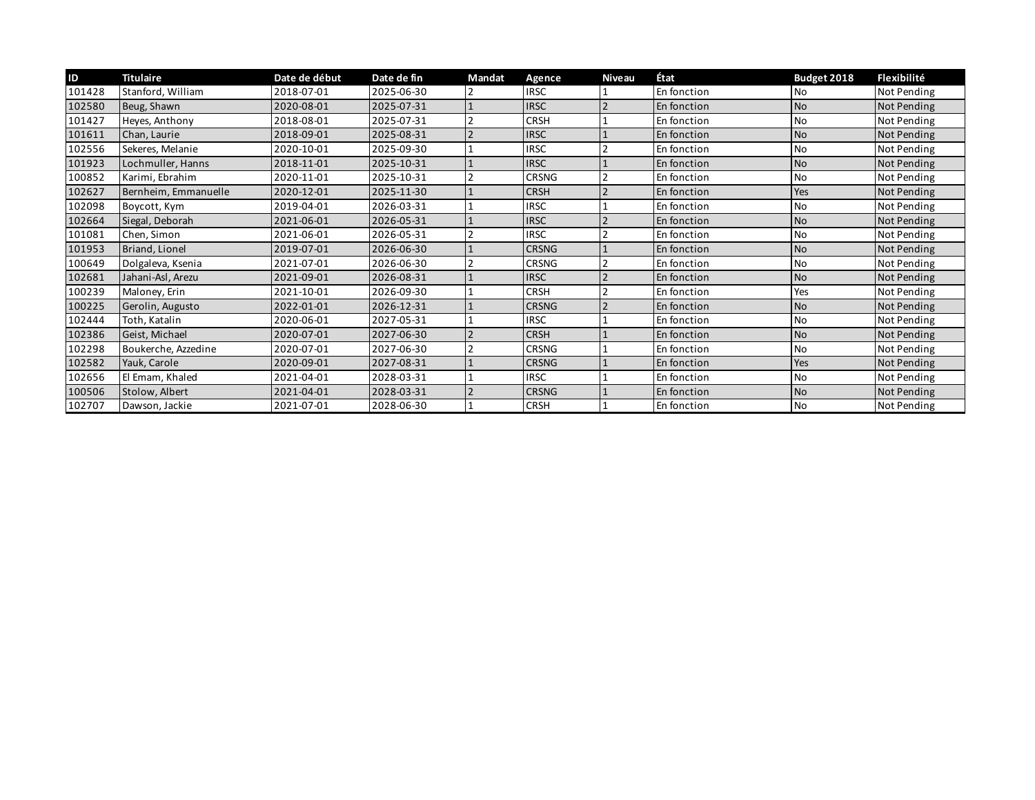| ID | Titulaire | Date de début | Date de fin | Mandat | Agence | Niveau | État | Budget 2018 | Flexibilité |
|---|---|---|---|---|---|---|---|---|---|
| 101428 | Stanford, William | 2018-07-01 | 2025-06-30 | 2 | IRSC | 1 | En fonction | No | Not Pending |
| 102580 | Beug, Shawn | 2020-08-01 | 2025-07-31 | 1 | IRSC | 2 | En fonction | No | Not Pending |
| 101427 | Heyes, Anthony | 2018-08-01 | 2025-07-31 | 2 | CRSH | 1 | En fonction | No | Not Pending |
| 101611 | Chan, Laurie | 2018-09-01 | 2025-08-31 | 2 | IRSC | 1 | En fonction | No | Not Pending |
| 102556 | Sekeres, Melanie | 2020-10-01 | 2025-09-30 | 1 | IRSC | 2 | En fonction | No | Not Pending |
| 101923 | Lochmuller, Hanns | 2018-11-01 | 2025-10-31 | 1 | IRSC | 1 | En fonction | No | Not Pending |
| 100852 | Karimi, Ebrahim | 2020-11-01 | 2025-10-31 | 2 | CRSNG | 2 | En fonction | No | Not Pending |
| 102627 | Bernheim, Emmanuelle | 2020-12-01 | 2025-11-30 | 1 | CRSH | 2 | En fonction | Yes | Not Pending |
| 102098 | Boycott, Kym | 2019-04-01 | 2026-03-31 | 1 | IRSC | 1 | En fonction | No | Not Pending |
| 102664 | Siegal, Deborah | 2021-06-01 | 2026-05-31 | 1 | IRSC | 2 | En fonction | No | Not Pending |
| 101081 | Chen, Simon | 2021-06-01 | 2026-05-31 | 2 | IRSC | 2 | En fonction | No | Not Pending |
| 101953 | Briand, Lionel | 2019-07-01 | 2026-06-30 | 1 | CRSNG | 1 | En fonction | No | Not Pending |
| 100649 | Dolgaleva, Ksenia | 2021-07-01 | 2026-06-30 | 2 | CRSNG | 2 | En fonction | No | Not Pending |
| 102681 | Jahani-Asl, Arezu | 2021-09-01 | 2026-08-31 | 1 | IRSC | 2 | En fonction | No | Not Pending |
| 100239 | Maloney, Erin | 2021-10-01 | 2026-09-30 | 1 | CRSH | 2 | En fonction | Yes | Not Pending |
| 100225 | Gerolin, Augusto | 2022-01-01 | 2026-12-31 | 1 | CRSNG | 2 | En fonction | No | Not Pending |
| 102444 | Toth, Katalin | 2020-06-01 | 2027-05-31 | 1 | IRSC | 1 | En fonction | No | Not Pending |
| 102386 | Geist, Michael | 2020-07-01 | 2027-06-30 | 2 | CRSH | 1 | En fonction | No | Not Pending |
| 102298 | Boukerche, Azzedine | 2020-07-01 | 2027-06-30 | 2 | CRSNG | 1 | En fonction | No | Not Pending |
| 102582 | Yauk, Carole | 2020-09-01 | 2027-08-31 | 1 | CRSNG | 1 | En fonction | Yes | Not Pending |
| 102656 | El Emam, Khaled | 2021-04-01 | 2028-03-31 | 1 | IRSC | 1 | En fonction | No | Not Pending |
| 100506 | Stolow, Albert | 2021-04-01 | 2028-03-31 | 2 | CRSNG | 1 | En fonction | No | Not Pending |
| 102707 | Dawson, Jackie | 2021-07-01 | 2028-06-30 | 1 | CRSH | 1 | En fonction | No | Not Pending |